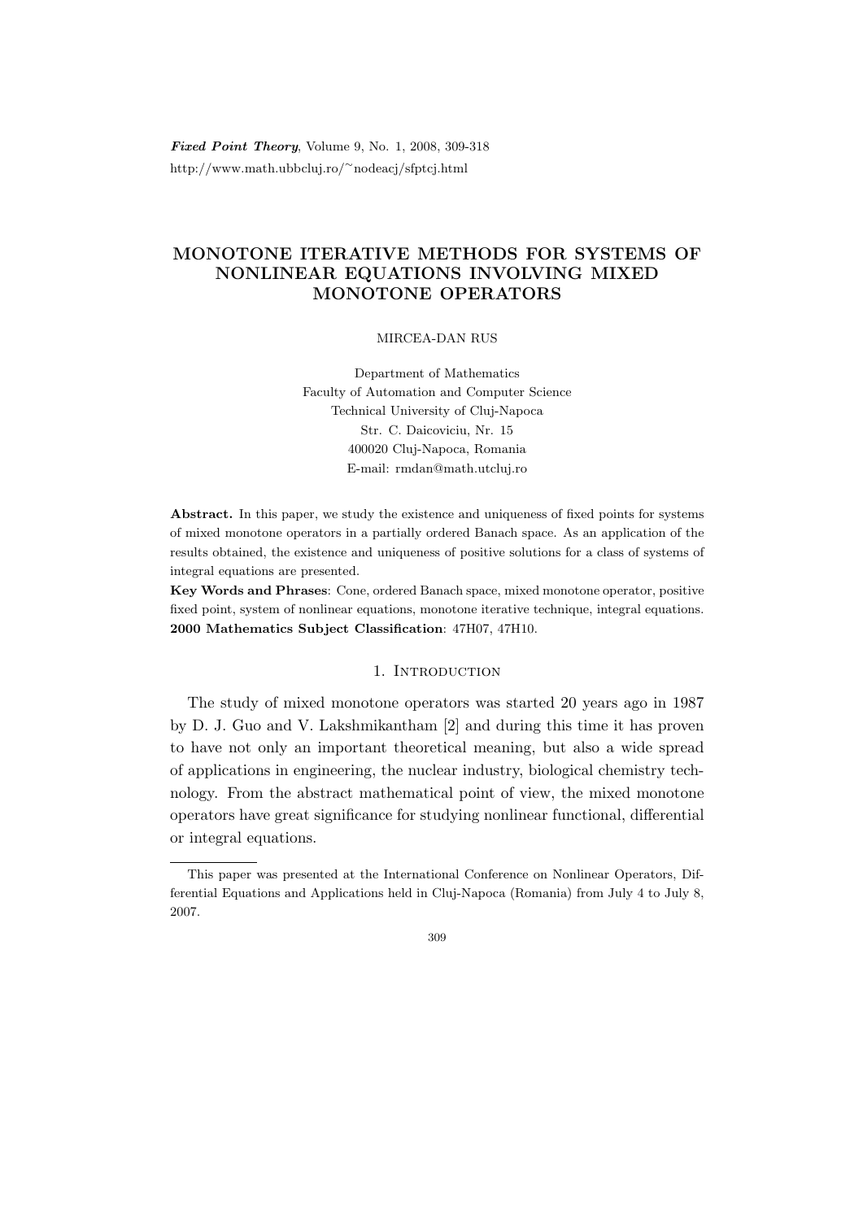# MONOTONE ITERATIVE METHODS FOR SYSTEMS OF NONLINEAR EQUATIONS INVOLVING MIXED MONOTONE OPERATORS

MIRCEA-DAN RUS

Department of Mathematics
Faculty of Automation and Computer Science
Technical University of Cluj-Napoca
Str. C. Daicoviciu, Nr. 15
400020 Cluj-Napoca, Romania
E-mail: rmdan@math.utcluj.ro

**Abstract.** In this paper, we study the existence and uniqueness of fixed points for systems of mixed monotone operators in a partially ordered Banach space. As an application of the results obtained, the existence and uniqueness of positive solutions for a class of systems of integral equations are presented.

**Key Words and Phrases**: Cone, ordered Banach space, mixed monotone operator, positive fixed point, system of nonlinear equations, monotone iterative technique, integral equations.

**2000 Mathematics Subject Classification**: 47H07, 47H10.

## 1. Introduction

The study of mixed monotone operators was started 20 years ago in 1987 by D. J. Guo and V. Lakshmikantham [2] and during this time it has proven to have not only an important theoretical meaning, but also a wide spread of applications in engineering, the nuclear industry, biological chemistry technology. From the abstract mathematical point of view, the mixed monotone operators have great significance for studying nonlinear functional, differential or integral equations.

---

This paper was presented at the International Conference on Nonlinear Operators, Differential Equations and Applications held in Cluj-Napoca (Romania) from July 4 to July 8, 2007.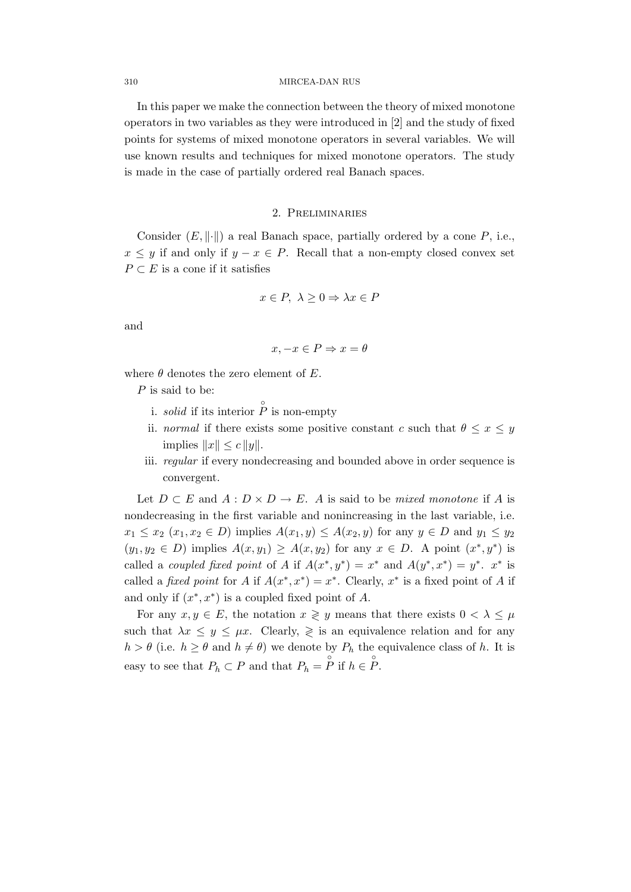In this paper we make the connection between the theory of mixed monotone operators in two variables as they were introduced in [2] and the study of fixed points for systems of mixed monotone operators in several variables. We will use known results and techniques for mixed monotone operators. The study is made in the case of partially ordered real Banach spaces.

## 2. Preliminaries

Consider $(E, \|\cdot\|)$ a real Banach space, partially ordered by a cone $P$, i.e., $x \leq y$ if and only if $y - x \in P$. Recall that a non-empty closed convex set $P \subset E$ is a cone if it satisfies

$$x \in P,\ \lambda \geq 0 \Rightarrow \lambda x \in P$$

and

$$x, -x \in P \Rightarrow x = \theta$$

where $\theta$ denotes the zero element of $E$.

$P$ is said to be:

i. *solid* if its interior $\overset{\circ}{P}$ is non-empty
ii. *normal* if there exists some positive constant $c$ such that $\theta \leq x \leq y$ implies $\|x\| \leq c\|y\|$.
iii. *regular* if every nondecreasing and bounded above in order sequence is convergent.

Let $D \subset E$ and $A : D \times D \to E$. $A$ is said to be *mixed monotone* if $A$ is nondecreasing in the first variable and nonincreasing in the last variable, i.e. $x_1 \leq x_2$ ($x_1, x_2 \in D$) implies $A(x_1, y) \leq A(x_2, y)$ for any $y \in D$ and $y_1 \leq y_2$ ($y_1, y_2 \in D$) implies $A(x, y_1) \geq A(x, y_2)$ for any $x \in D$. A point $(x^*, y^*)$ is called a *coupled fixed point* of $A$ if $A(x^*, y^*) = x^*$ and $A(y^*, x^*) = y^*$. $x^*$ is called a *fixed point* for $A$ if $A(x^*, x^*) = x^*$. Clearly, $x^*$ is a fixed point of $A$ if and only if $(x^*, x^*)$ is a coupled fixed point of $A$.

For any $x, y \in E$, the notation $x \gtrless y$ means that there exists $0 < \lambda \leq \mu$ such that $\lambda x \leq y \leq \mu x$. Clearly, $\gtrless$ is an equivalence relation and for any $h > \theta$ (i.e. $h \geq \theta$ and $h \neq \theta$) we denote by $P_h$ the equivalence class of $h$. It is easy to see that $P_h \subset P$ and that $P_h = \overset{\circ}{P}$ if $h \in \overset{\circ}{P}$.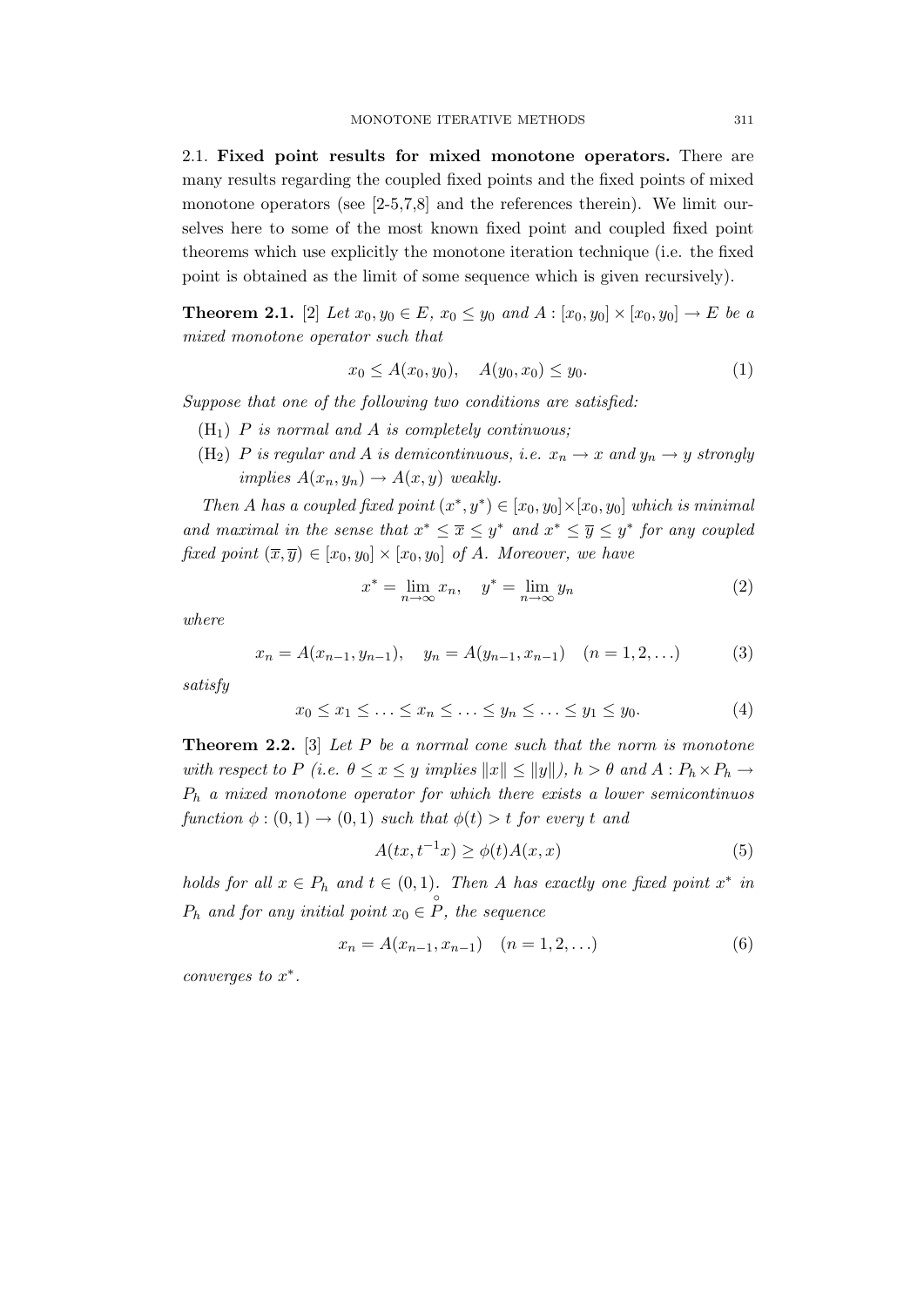2.1. **Fixed point results for mixed monotone operators.** There are many results regarding the coupled fixed points and the fixed points of mixed monotone operators (see [2-5,7,8] and the references therein). We limit ourselves here to some of the most known fixed point and coupled fixed point theorems which use explicitly the monotone iteration technique (i.e. the fixed point is obtained as the limit of some sequence which is given recursively).

**Theorem 2.1.** [2] *Let $x_0, y_0 \in E$, $x_0 \leq y_0$ and $A : [x_0, y_0] \times [x_0, y_0] \to E$ be a mixed monotone operator such that*

$$x_0 \leq A(x_0, y_0), \quad A(y_0, x_0) \leq y_0. \tag{1}$$

*Suppose that one of the following two conditions are satisfied:*

- ($H_1$) *$P$ is normal and $A$ is completely continuous;*
- ($H_2$) *$P$ is regular and $A$ is demicontinuous, i.e. $x_n \to x$ and $y_n \to y$ strongly implies $A(x_n, y_n) \to A(x, y)$ weakly.*

*Then $A$ has a coupled fixed point $(x^*, y^*) \in [x_0, y_0] \times [x_0, y_0]$ which is minimal and maximal in the sense that $x^* \leq \overline{x} \leq y^*$ and $x^* \leq \overline{y} \leq y^*$ for any coupled fixed point $(\overline{x}, \overline{y}) \in [x_0, y_0] \times [x_0, y_0]$ of $A$. Moreover, we have*

$$x^* = \lim_{n \to \infty} x_n, \quad y^* = \lim_{n \to \infty} y_n \tag{2}$$

*where*

$$x_n = A(x_{n-1}, y_{n-1}), \quad y_n = A(y_{n-1}, x_{n-1}) \quad (n = 1, 2, \ldots) \tag{3}$$

*satisfy*

$$x_0 \leq x_1 \leq \ldots \leq x_n \leq \ldots \leq y_n \leq \ldots \leq y_1 \leq y_0. \tag{4}$$

**Theorem 2.2.** [3] *Let $P$ be a normal cone such that the norm is monotone with respect to $P$ (i.e. $\theta \leq x \leq y$ implies $\|x\| \leq \|y\|$), $h > \theta$ and $A : P_h \times P_h \to P_h$ a mixed monotone operator for which there exists a lower semicontinuos function $\phi : (0, 1) \to (0, 1)$ such that $\phi(t) > t$ for every $t$ and*

$$A(tx, t^{-1}x) \geq \phi(t)A(x, x) \tag{5}$$

*holds for all $x \in P_h$ and $t \in (0, 1)$. Then $A$ has exactly one fixed point $x^*$ in $P_h$ and for any initial point $x_0 \in \overset{\circ}{P}$, the sequence*

$$x_n = A(x_{n-1}, x_{n-1}) \quad (n = 1, 2, \ldots) \tag{6}$$

*converges to $x^*$.*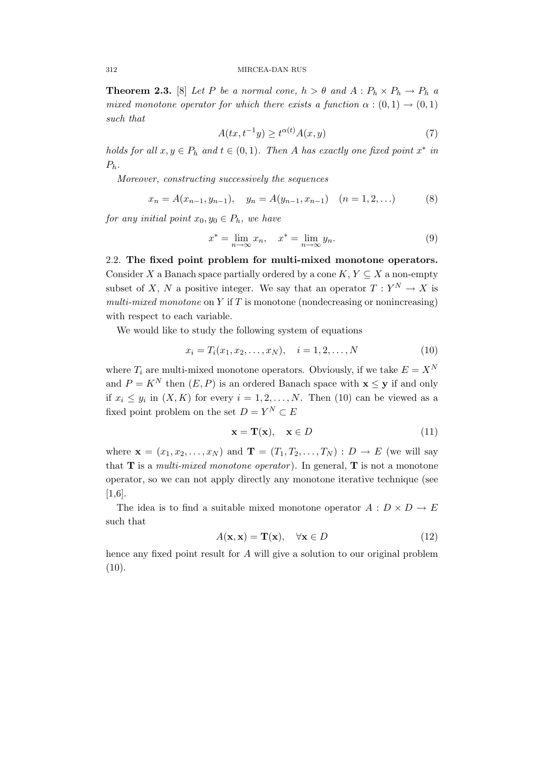**Theorem 2.3.** [8] *Let $P$ be a normal cone, $h > \theta$ and $A : P_h \times P_h \to P_h$ a mixed monotone operator for which there exists a function $\alpha : (0,1) \to (0,1)$ such that*

$$A(tx, t^{-1}y) \geq t^{\alpha(t)} A(x,y) \tag{7}$$

*holds for all $x, y \in P_h$ and $t \in (0,1)$. Then $A$ has exactly one fixed point $x^*$ in $P_h$.*

*Moreover, constructing successively the sequences*

$$x_n = A(x_{n-1}, y_{n-1}), \quad y_n = A(y_{n-1}, x_{n-1}) \quad (n = 1, 2, \ldots) \tag{8}$$

*for any initial point $x_0, y_0 \in P_h$, we have*

$$x^* = \lim_{n\to\infty} x_n, \quad x^* = \lim_{n\to\infty} y_n. \tag{9}$$

### 2.2. The fixed point problem for multi-mixed monotone operators.

Consider $X$ a Banach space partially ordered by a cone $K$, $Y \subseteq X$ a non-empty subset of $X$, $N$ a positive integer. We say that an operator $T : Y^N \to X$ is *multi-mixed monotone* on $Y$ if $T$ is monotone (nondecreasing or nonincreasing) with respect to each variable.

We would like to study the following system of equations

$$x_i = T_i(x_1, x_2, \ldots, x_N), \quad i = 1, 2, \ldots, N \tag{10}$$

where $T_i$ are multi-mixed monotone operators. Obviously, if we take $E = X^N$ and $P = K^N$ then $(E, P)$ is an ordered Banach space with $\mathbf{x} \leq \mathbf{y}$ if and only if $x_i \leq y_i$ in $(X, K)$ for every $i = 1, 2, \ldots, N$. Then (10) can be viewed as a fixed point problem on the set $D = Y^N \subset E$

$$\mathbf{x} = \mathbf{T}(\mathbf{x}), \quad \mathbf{x} \in D \tag{11}$$

where $\mathbf{x} = (x_1, x_2, \ldots, x_N)$ and $\mathbf{T} = (T_1, T_2, \ldots, T_N) : D \to E$ (we will say that $\mathbf{T}$ is a *multi-mixed monotone operator*). In general, $\mathbf{T}$ is not a monotone operator, so we can not apply directly any monotone iterative technique (see [1,6].

The idea is to find a suitable mixed monotone operator $A : D \times D \to E$ such that

$$A(\mathbf{x}, \mathbf{x}) = \mathbf{T}(\mathbf{x}), \quad \forall \mathbf{x} \in D \tag{12}$$

hence any fixed point result for $A$ will give a solution to our original problem (10).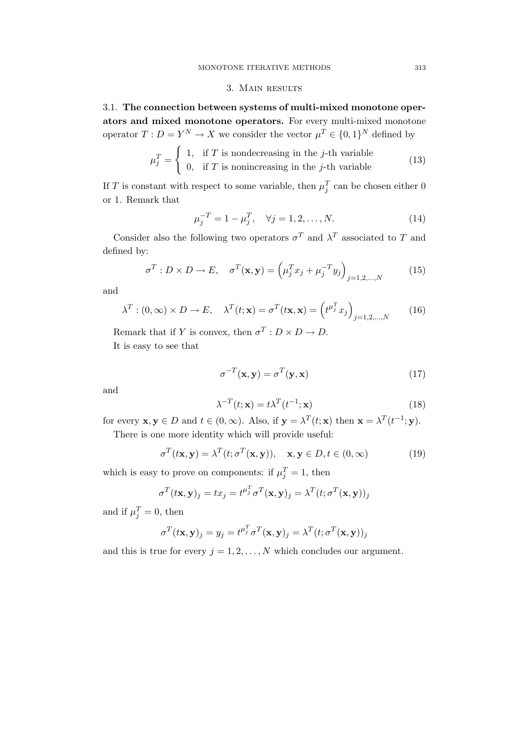## 3. Main results

3.1. **The connection between systems of multi-mixed monotone operators and mixed monotone operators.** For every multi-mixed monotone operator $T : D = Y^N \to X$ we consider the vector $\mu^T \in \{0,1\}^N$ defined by

$$\mu_j^T = \begin{cases} 1, & \text{if } T \text{ is nondecreasing in the } j\text{-th variable} \\ 0, & \text{if } T \text{ is nonincreasing in the } j\text{-th variable} \end{cases} \tag{13}$$

If $T$ is constant with respect to some variable, then $\mu_j^T$ can be chosen either 0 or 1. Remark that

$$\mu_j^{-T} = 1 - \mu_j^T, \quad \forall j = 1, 2, \ldots, N. \tag{14}$$

Consider also the following two operators $\sigma^T$ and $\lambda^T$ associated to $T$ and defined by:

$$\sigma^T : D \times D \to E, \quad \sigma^T(\mathbf{x}, \mathbf{y}) = \left(\mu_j^T x_j + \mu_j^{-T} y_j\right)_{j=1,2,\ldots,N} \tag{15}$$

and

$$\lambda^T : (0, \infty) \times D \to E, \quad \lambda^T(t; \mathbf{x}) = \sigma^T(t\mathbf{x}, \mathbf{x}) = \left(t^{\mu_j^T} x_j\right)_{j=1,2,\ldots,N} \tag{16}$$

Remark that if $Y$ is convex, then $\sigma^T : D \times D \to D$.

It is easy to see that

$$\sigma^{-T}(\mathbf{x}, \mathbf{y}) = \sigma^T(\mathbf{y}, \mathbf{x}) \tag{17}$$

and

$$\lambda^{-T}(t; \mathbf{x}) = t\lambda^T(t^{-1}; \mathbf{x}) \tag{18}$$

for every $\mathbf{x}, \mathbf{y} \in D$ and $t \in (0, \infty)$. Also, if $\mathbf{y} = \lambda^T(t; \mathbf{x})$ then $\mathbf{x} = \lambda^T(t^{-1}; \mathbf{y})$.

There is one more identity which will provide useful:

$$\sigma^T(t\mathbf{x}, \mathbf{y}) = \lambda^T(t; \sigma^T(\mathbf{x}, \mathbf{y})), \quad \mathbf{x}, \mathbf{y} \in D, t \in (0, \infty) \tag{19}$$

which is easy to prove on components: if $\mu_j^T = 1$, then

$$\sigma^T(t\mathbf{x}, \mathbf{y})_j = t x_j = t^{\mu_j^T} \sigma^T(\mathbf{x}, \mathbf{y})_j = \lambda^T(t; \sigma^T(\mathbf{x}, \mathbf{y}))_j$$

and if $\mu_j^T = 0$, then

$$\sigma^T(t\mathbf{x}, \mathbf{y})_j = y_j = t^{\mu_j^T} \sigma^T(\mathbf{x}, \mathbf{y})_j = \lambda^T(t; \sigma^T(\mathbf{x}, \mathbf{y}))_j$$

and this is true for every $j = 1, 2, \ldots, N$ which concludes our argument.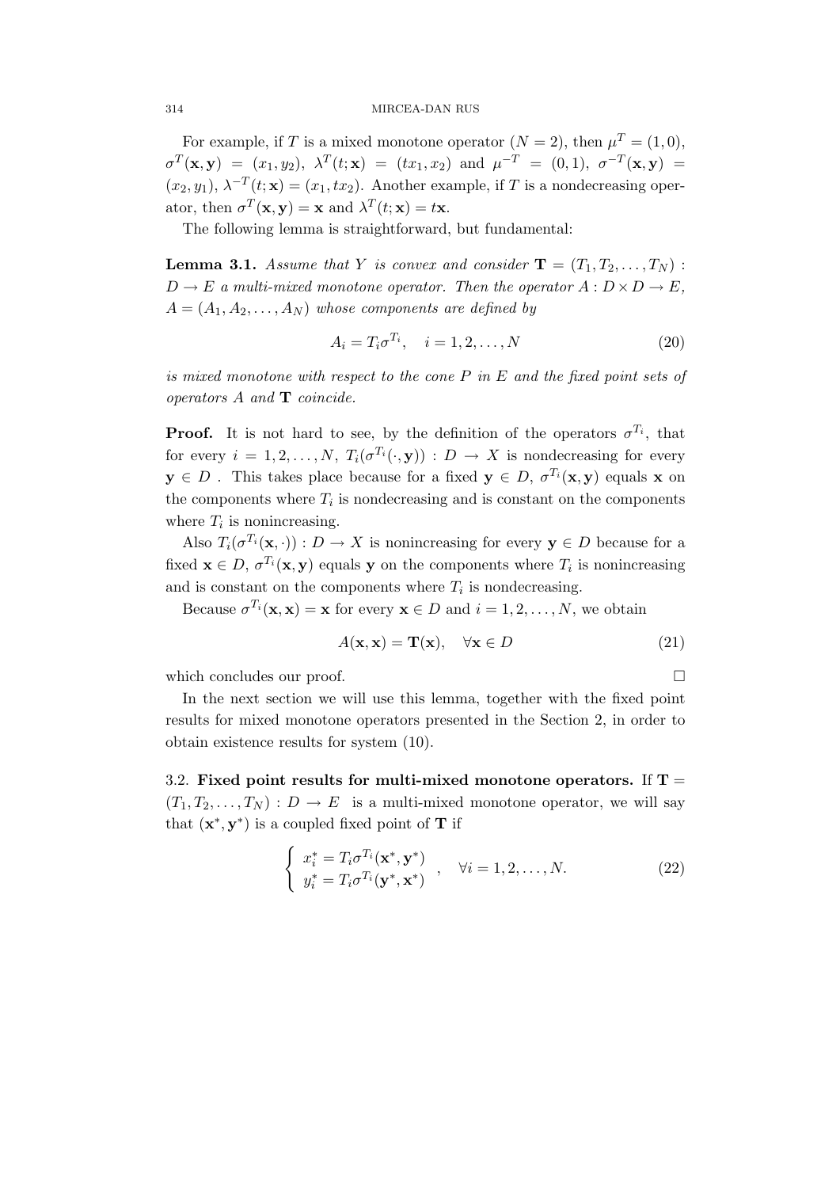For example, if $T$ is a mixed monotone operator ($N = 2$), then $\mu^T = (1, 0)$, $\sigma^T(\mathbf{x}, \mathbf{y}) = (x_1, y_2)$, $\lambda^T(t; \mathbf{x}) = (tx_1, x_2)$ and $\mu^{-T} = (0, 1)$, $\sigma^{-T}(\mathbf{x}, \mathbf{y}) = (x_2, y_1)$, $\lambda^{-T}(t; \mathbf{x}) = (x_1, tx_2)$. Another example, if $T$ is a nondecreasing operator, then $\sigma^T(\mathbf{x}, \mathbf{y}) = \mathbf{x}$ and $\lambda^T(t; \mathbf{x}) = t\mathbf{x}$.

The following lemma is straightforward, but fundamental:

**Lemma 3.1.** *Assume that $Y$ is convex and consider $\mathbf{T} = (T_1, T_2, \ldots, T_N) : D \to E$ a multi-mixed monotone operator. Then the operator $A : D \times D \to E$, $A = (A_1, A_2, \ldots, A_N)$ whose components are defined by*

$$A_i = T_i \sigma^{T_i}, \quad i = 1, 2, \ldots, N \tag{20}$$

*is mixed monotone with respect to the cone $P$ in $E$ and the fixed point sets of operators $A$ and $\mathbf{T}$ coincide.*

**Proof.** It is not hard to see, by the definition of the operators $\sigma^{T_i}$, that for every $i = 1, 2, \ldots, N$, $T_i(\sigma^{T_i}(\cdot, \mathbf{y})) : D \to X$ is nondecreasing for every $\mathbf{y} \in D$ . This takes place because for a fixed $\mathbf{y} \in D$, $\sigma^{T_i}(\mathbf{x}, \mathbf{y})$ equals $\mathbf{x}$ on the components where $T_i$ is nondecreasing and is constant on the components where $T_i$ is nonincreasing.

Also $T_i(\sigma^{T_i}(\mathbf{x}, \cdot)) : D \to X$ is nonincreasing for every $\mathbf{y} \in D$ because for a fixed $\mathbf{x} \in D$, $\sigma^{T_i}(\mathbf{x}, \mathbf{y})$ equals $\mathbf{y}$ on the components where $T_i$ is nonincreasing and is constant on the components where $T_i$ is nondecreasing.

Because $\sigma^{T_i}(\mathbf{x}, \mathbf{x}) = \mathbf{x}$ for every $\mathbf{x} \in D$ and $i = 1, 2, \ldots, N$, we obtain

$$A(\mathbf{x}, \mathbf{x}) = \mathbf{T}(\mathbf{x}), \quad \forall \mathbf{x} \in D \tag{21}$$

which concludes our proof. $\square$

In the next section we will use this lemma, together with the fixed point results for mixed monotone operators presented in the Section 2, in order to obtain existence results for system (10).

3.2. **Fixed point results for multi-mixed monotone operators.** If $\mathbf{T} = (T_1, T_2, \ldots, T_N) : D \to E$ is a multi-mixed monotone operator, we will say that $(\mathbf{x}^*, \mathbf{y}^*)$ is a coupled fixed point of $\mathbf{T}$ if

$$\begin{cases} x_i^* = T_i \sigma^{T_i}(\mathbf{x}^*, \mathbf{y}^*) \\ y_i^* = T_i \sigma^{T_i}(\mathbf{y}^*, \mathbf{x}^*) \end{cases}, \quad \forall i = 1, 2, \ldots, N. \tag{22}$$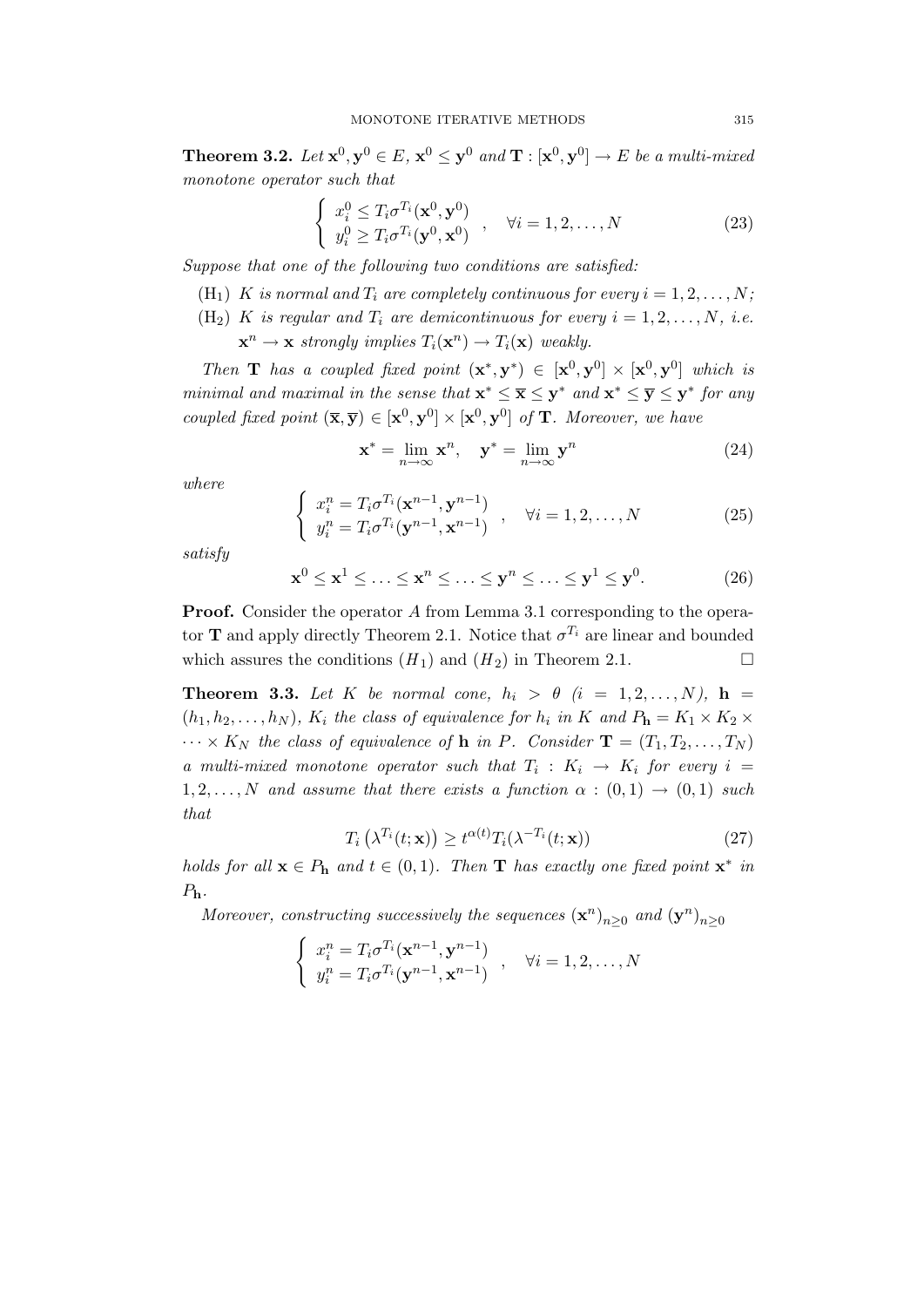**Theorem 3.2.** *Let $\mathbf{x}^0, \mathbf{y}^0 \in E$, $\mathbf{x}^0 \leq \mathbf{y}^0$ and $\mathbf{T} : [\mathbf{x}^0, \mathbf{y}^0] \to E$ be a multi-mixed monotone operator such that*

$$\begin{cases} x_i^0 \leq T_i \sigma^{T_i}(\mathbf{x}^0, \mathbf{y}^0) \\ y_i^0 \geq T_i \sigma^{T_i}(\mathbf{y}^0, \mathbf{x}^0) \end{cases}, \quad \forall i = 1, 2, \ldots, N \tag{23}$$

*Suppose that one of the following two conditions are satisfied:*

(H$_1$) *$K$ is normal and $T_i$ are completely continuous for every $i = 1, 2, \ldots, N$;*

(H$_2$) *$K$ is regular and $T_i$ are demicontinuous for every $i = 1, 2, \ldots, N$, i.e. $\mathbf{x}^n \to \mathbf{x}$ strongly implies $T_i(\mathbf{x}^n) \to T_i(\mathbf{x})$ weakly.*

*Then $\mathbf{T}$ has a coupled fixed point $(\mathbf{x}^*, \mathbf{y}^*) \in [\mathbf{x}^0, \mathbf{y}^0] \times [\mathbf{x}^0, \mathbf{y}^0]$ which is minimal and maximal in the sense that $\mathbf{x}^* \leq \overline{\mathbf{x}} \leq \mathbf{y}^*$ and $\mathbf{x}^* \leq \overline{\mathbf{y}} \leq \mathbf{y}^*$ for any coupled fixed point $(\overline{\mathbf{x}}, \overline{\mathbf{y}}) \in [\mathbf{x}^0, \mathbf{y}^0] \times [\mathbf{x}^0, \mathbf{y}^0]$ of $\mathbf{T}$. Moreover, we have*

$$\mathbf{x}^* = \lim_{n \to \infty} \mathbf{x}^n, \quad \mathbf{y}^* = \lim_{n \to \infty} \mathbf{y}^n \tag{24}$$

*where*

$$\begin{cases} x_i^n = T_i \sigma^{T_i}(\mathbf{x}^{n-1}, \mathbf{y}^{n-1}) \\ y_i^n = T_i \sigma^{T_i}(\mathbf{y}^{n-1}, \mathbf{x}^{n-1}) \end{cases}, \quad \forall i = 1, 2, \ldots, N \tag{25}$$

*satisfy*

$$\mathbf{x}^0 \leq \mathbf{x}^1 \leq \ldots \leq \mathbf{x}^n \leq \ldots \leq \mathbf{y}^n \leq \ldots \leq \mathbf{y}^1 \leq \mathbf{y}^0. \tag{26}$$

**Proof.** Consider the operator $A$ from Lemma 3.1 corresponding to the operator $\mathbf{T}$ and apply directly Theorem 2.1. Notice that $\sigma^{T_i}$ are linear and bounded which assures the conditions $(H_1)$ and $(H_2)$ in Theorem 2.1. □

**Theorem 3.3.** *Let $K$ be normal cone, $h_i > \theta$ $(i = 1, 2, \ldots, N)$, $\mathbf{h} = (h_1, h_2, \ldots, h_N)$, $K_i$ the class of equivalence for $h_i$ in $K$ and $P_{\mathbf{h}} = K_1 \times K_2 \times \cdots \times K_N$ the class of equivalence of $\mathbf{h}$ in $P$. Consider $\mathbf{T} = (T_1, T_2, \ldots, T_N)$ a multi-mixed monotone operator such that $T_i : K_i \to K_i$ for every $i = 1, 2, \ldots, N$ and assume that there exists a function $\alpha : (0, 1) \to (0, 1)$ such that*

$$T_i\left(\lambda^{T_i}(t; \mathbf{x})\right) \geq t^{\alpha(t)} T_i(\lambda^{-T_i}(t; \mathbf{x})) \tag{27}$$

*holds for all $\mathbf{x} \in P_{\mathbf{h}}$ and $t \in (0, 1)$. Then $\mathbf{T}$ has exactly one fixed point $\mathbf{x}^*$ in $P_{\mathbf{h}}$.*

*Moreover, constructing successively the sequences $(\mathbf{x}^n)_{n \geq 0}$ and $(\mathbf{y}^n)_{n \geq 0}$*

$$\begin{cases} x_i^n = T_i \sigma^{T_i}(\mathbf{x}^{n-1}, \mathbf{y}^{n-1}) \\ y_i^n = T_i \sigma^{T_i}(\mathbf{y}^{n-1}, \mathbf{x}^{n-1}) \end{cases}, \quad \forall i = 1, 2, \ldots, N$$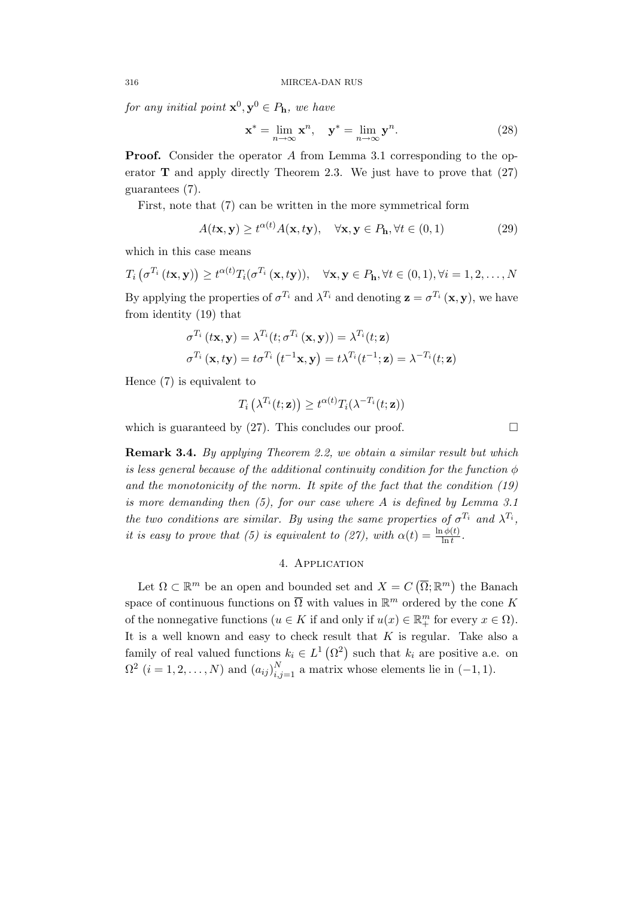*for any initial point* $\mathbf{x}^0, \mathbf{y}^0 \in P_{\mathbf{h}}$*, we have*

$$\mathbf{x}^* = \lim_{n\to\infty} \mathbf{x}^n, \quad \mathbf{y}^* = \lim_{n\to\infty} \mathbf{y}^n. \tag{28}$$

**Proof.** Consider the operator $A$ from Lemma 3.1 corresponding to the operator $\mathbf{T}$ and apply directly Theorem 2.3. We just have to prove that (27) guarantees (7).

First, note that (7) can be written in the more symmetrical form

$$A(t\mathbf{x}, \mathbf{y}) \geq t^{\alpha(t)} A(\mathbf{x}, t\mathbf{y}), \quad \forall \mathbf{x}, \mathbf{y} \in P_{\mathbf{h}}, \forall t \in (0,1) \tag{29}$$

which in this case means

$$T_i\left(\sigma^{T_i}(t\mathbf{x}, \mathbf{y})\right) \geq t^{\alpha(t)} T_i(\sigma^{T_i}(\mathbf{x}, t\mathbf{y})), \quad \forall \mathbf{x}, \mathbf{y} \in P_{\mathbf{h}}, \forall t \in (0,1), \forall i = 1, 2, \ldots, N$$

By applying the properties of $\sigma^{T_i}$ and $\lambda^{T_i}$ and denoting $\mathbf{z} = \sigma^{T_i}(\mathbf{x}, \mathbf{y})$, we have from identity (19) that

$$\sigma^{T_i}(t\mathbf{x}, \mathbf{y}) = \lambda^{T_i}(t; \sigma^{T_i}(\mathbf{x}, \mathbf{y})) = \lambda^{T_i}(t; \mathbf{z})$$

$$\sigma^{T_i}(\mathbf{x}, t\mathbf{y}) = t\sigma^{T_i}\left(t^{-1}\mathbf{x}, \mathbf{y}\right) = t\lambda^{T_i}(t^{-1}; \mathbf{z}) = \lambda^{-T_i}(t; \mathbf{z})$$

Hence (7) is equivalent to

$$T_i\left(\lambda^{T_i}(t; \mathbf{z})\right) \geq t^{\alpha(t)} T_i(\lambda^{-T_i}(t; \mathbf{z}))$$

which is guaranteed by (27). This concludes our proof. $\square$

**Remark 3.4.** *By applying Theorem 2.2, we obtain a similar result but which is less general because of the additional continuity condition for the function* $\phi$ *and the monotonicity of the norm. It spite of the fact that the condition (19) is more demanding then (5), for our case where* $A$ *is defined by Lemma 3.1 the two conditions are similar. By using the same properties of* $\sigma^{T_i}$ *and* $\lambda^{T_i}$*, it is easy to prove that (5) is equivalent to (27), with* $\alpha(t) = \frac{\ln \phi(t)}{\ln t}$*.*

## 4. Application

Let $\Omega \subset \mathbb{R}^m$ be an open and bounded set and $X = C\left(\overline{\Omega}; \mathbb{R}^m\right)$ the Banach space of continuous functions on $\overline{\Omega}$ with values in $\mathbb{R}^m$ ordered by the cone $K$ of the nonnegative functions ($u \in K$ if and only if $u(x) \in \mathbb{R}^m_+$ for every $x \in \Omega$). It is a well known and easy to check result that $K$ is regular. Take also a family of real valued functions $k_i \in L^1\left(\Omega^2\right)$ such that $k_i$ are positive a.e. on $\Omega^2$ $(i = 1, 2, \ldots, N)$ and $(a_{ij})_{i,j=1}^N$ a matrix whose elements lie in $(-1, 1)$.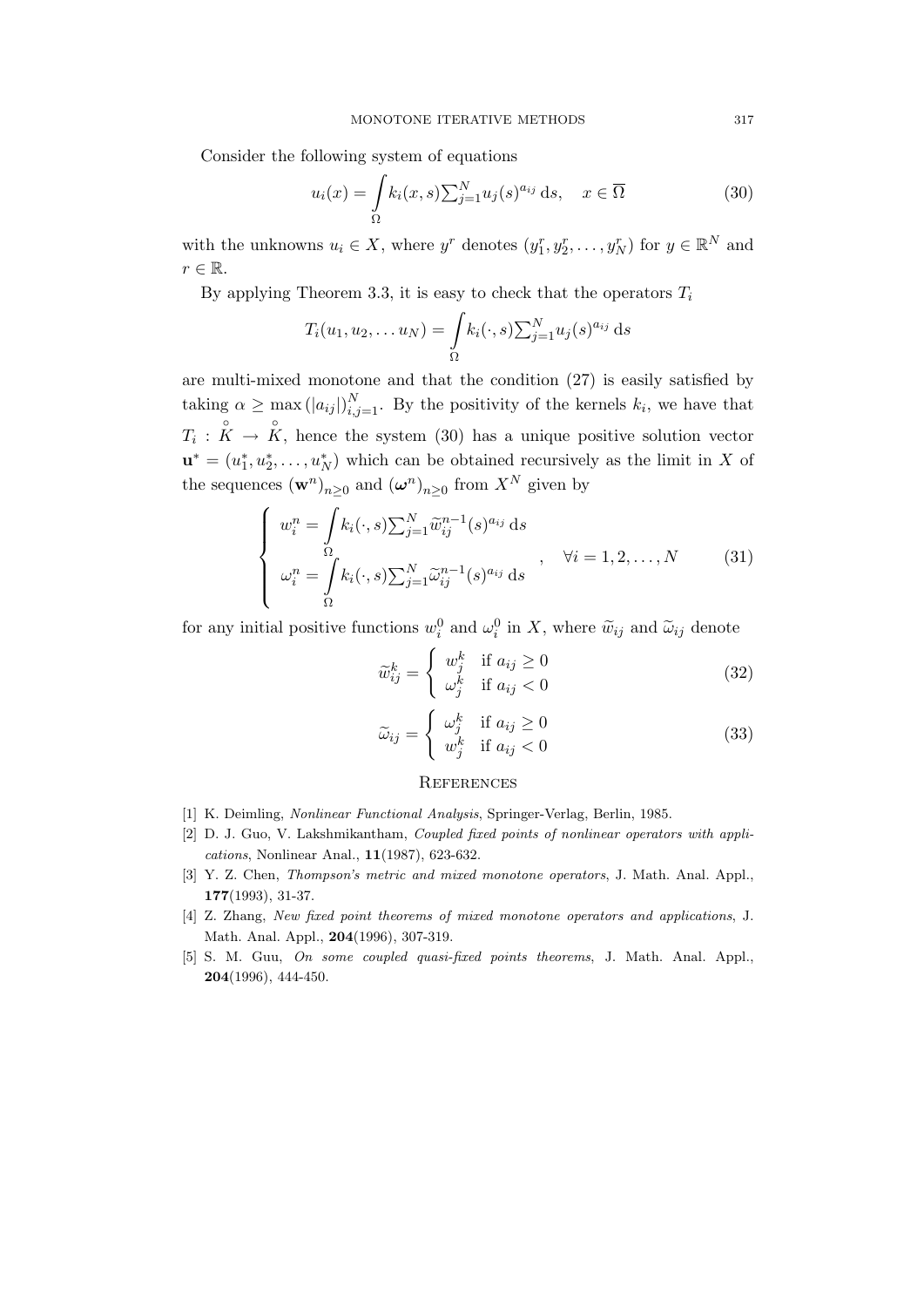Consider the following system of equations

$$u_i(x) = \int_\Omega k_i(x,s) \textstyle\sum_{j=1}^N u_j(s)^{a_{ij}} \, \mathrm{d}s, \quad x \in \overline{\Omega} \tag{30}$$

with the unknowns $u_i \in X$, where $y^r$ denotes $(y_1^r, y_2^r, \dots, y_N^r)$ for $y \in \mathbb{R}^N$ and $r \in \mathbb{R}$.

By applying Theorem 3.3, it is easy to check that the operators $T_i$

$$T_i(u_1, u_2, \dots u_N) = \int_\Omega k_i(\cdot, s) \textstyle\sum_{j=1}^N u_j(s)^{a_{ij}} \, \mathrm{d}s$$

are multi-mixed monotone and that the condition (27) is easily satisfied by taking $\alpha \geq \max\left(|a_{ij}|\right)_{i,j=1}^N$. By the positivity of the kernels $k_i$, we have that $T_i : \overset{\circ}{K} \to \overset{\circ}{K}$, hence the system (30) has a unique positive solution vector $\mathbf{u}^* = (u_1^*, u_2^*, \dots, u_N^*)$ which can be obtained recursively as the limit in $X$ of the sequences $(\mathbf{w}^n)_{n \geq 0}$ and $(\boldsymbol{\omega}^n)_{n \geq 0}$ from $X^N$ given by

$$\left\{ \begin{array}{l} w_i^n = \displaystyle\int_\Omega k_i(\cdot, s) \textstyle\sum_{j=1}^N \widetilde{w}_{ij}^{n-1}(s)^{a_{ij}} \, \mathrm{d}s \\ \omega_i^n = \displaystyle\int_\Omega k_i(\cdot, s) \textstyle\sum_{j=1}^N \widetilde{\omega}_{ij}^{n-1}(s)^{a_{ij}} \, \mathrm{d}s \end{array} \right. , \quad \forall i = 1, 2, \dots, N \tag{31}$$

for any initial positive functions $w_i^0$ and $\omega_i^0$ in $X$, where $\widetilde{w}_{ij}$ and $\widetilde{\omega}_{ij}$ denote

$$\widetilde{w}_{ij}^k = \left\{ \begin{array}{ll} w_j^k & \text{if } a_{ij} \geq 0 \\ \omega_j^k & \text{if } a_{ij} < 0 \end{array} \right. \tag{32}$$

$$\widetilde{\omega}_{ij} = \left\{ \begin{array}{ll} \omega_j^k & \text{if } a_{ij} \geq 0 \\ w_j^k & \text{if } a_{ij} < 0 \end{array} \right. \tag{33}$$

## References

[1] K. Deimling, *Nonlinear Functional Analysis*, Springer-Verlag, Berlin, 1985.

[2] D. J. Guo, V. Lakshmikantham, *Coupled fixed points of nonlinear operators with applications*, Nonlinear Anal., **11**(1987), 623-632.

[3] Y. Z. Chen, *Thompson's metric and mixed monotone operators*, J. Math. Anal. Appl., **177**(1993), 31-37.

[4] Z. Zhang, *New fixed point theorems of mixed monotone operators and applications*, J. Math. Anal. Appl., **204**(1996), 307-319.

[5] S. M. Guu, *On some coupled quasi-fixed points theorems*, J. Math. Anal. Appl., **204**(1996), 444-450.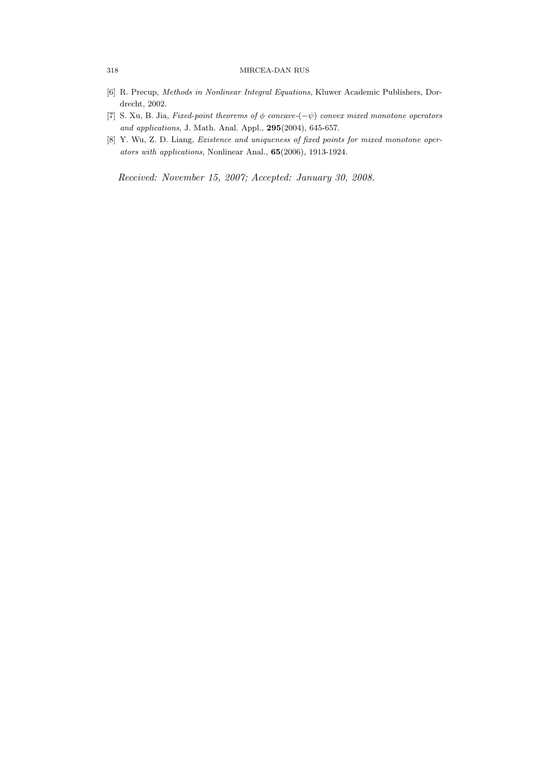[6] R. Precup, *Methods in Nonlinear Integral Equations*, Kluwer Academic Publishers, Dordrecht, 2002.

[7] S. Xu, B. Jia, *Fixed-point theorems of $\phi$ concave-$(-\psi)$ convex mixed monotone operators and applications*, J. Math. Anal. Appl., **295**(2004), 645-657.

[8] Y. Wu, Z. D. Liang, *Existence and uniqueness of fixed points for mixed monotone operators with applications*, Nonlinear Anal., **65**(2006), 1913-1924.

*Received: November 15, 2007; Accepted: January 30, 2008.*